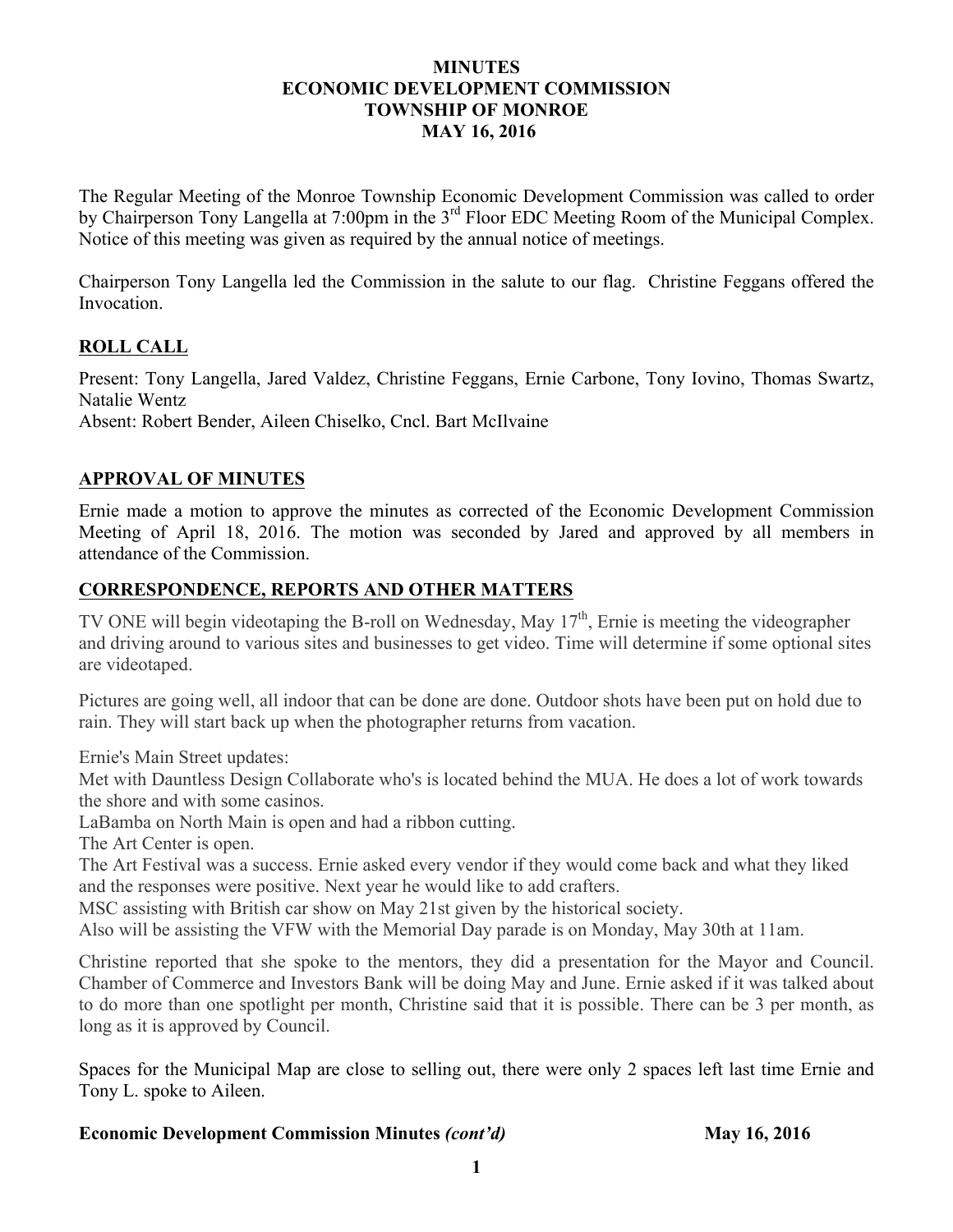**MINUTES**
**ECONOMIC DEVELOPMENT COMMISSION**
**TOWNSHIP OF MONROE**
**MAY 16, 2016**

The Regular Meeting of the Monroe Township Economic Development Commission was called to order by Chairperson Tony Langella at 7:00pm in the 3rd Floor EDC Meeting Room of the Municipal Complex. Notice of this meeting was given as required by the annual notice of meetings.

Chairperson Tony Langella led the Commission in the salute to our flag. Christine Feggans offered the Invocation.

## ROLL CALL

Present: Tony Langella, Jared Valdez, Christine Feggans, Ernie Carbone, Tony Iovino, Thomas Swartz, Natalie Wentz
Absent: Robert Bender, Aileen Chiselko, Cncl. Bart McIlvaine

## APPROVAL OF MINUTES

Ernie made a motion to approve the minutes as corrected of the Economic Development Commission Meeting of April 18, 2016. The motion was seconded by Jared and approved by all members in attendance of the Commission.

## CORRESPONDENCE, REPORTS AND OTHER MATTERS

TV ONE will begin videotaping the B-roll on Wednesday, May 17th, Ernie is meeting the videographer and driving around to various sites and businesses to get video. Time will determine if some optional sites are videotaped.

Pictures are going well, all indoor that can be done are done. Outdoor shots have been put on hold due to rain. They will start back up when the photographer returns from vacation.

Ernie's Main Street updates:
Met with Dauntless Design Collaborate who's is located behind the MUA. He does a lot of work towards the shore and with some casinos.
LaBamba on North Main is open and had a ribbon cutting.
The Art Center is open.
The Art Festival was a success. Ernie asked every vendor if they would come back and what they liked and the responses were positive. Next year he would like to add crafters.
MSC assisting with British car show on May 21st given by the historical society.
Also will be assisting the VFW with the Memorial Day parade is on Monday, May 30th at 11am.

Christine reported that she spoke to the mentors, they did a presentation for the Mayor and Council. Chamber of Commerce and Investors Bank will be doing May and June. Ernie asked if it was talked about to do more than one spotlight per month, Christine said that it is possible. There can be 3 per month, as long as it is approved by Council.

Spaces for the Municipal Map are close to selling out, there were only 2 spaces left last time Ernie and Tony L. spoke to Aileen.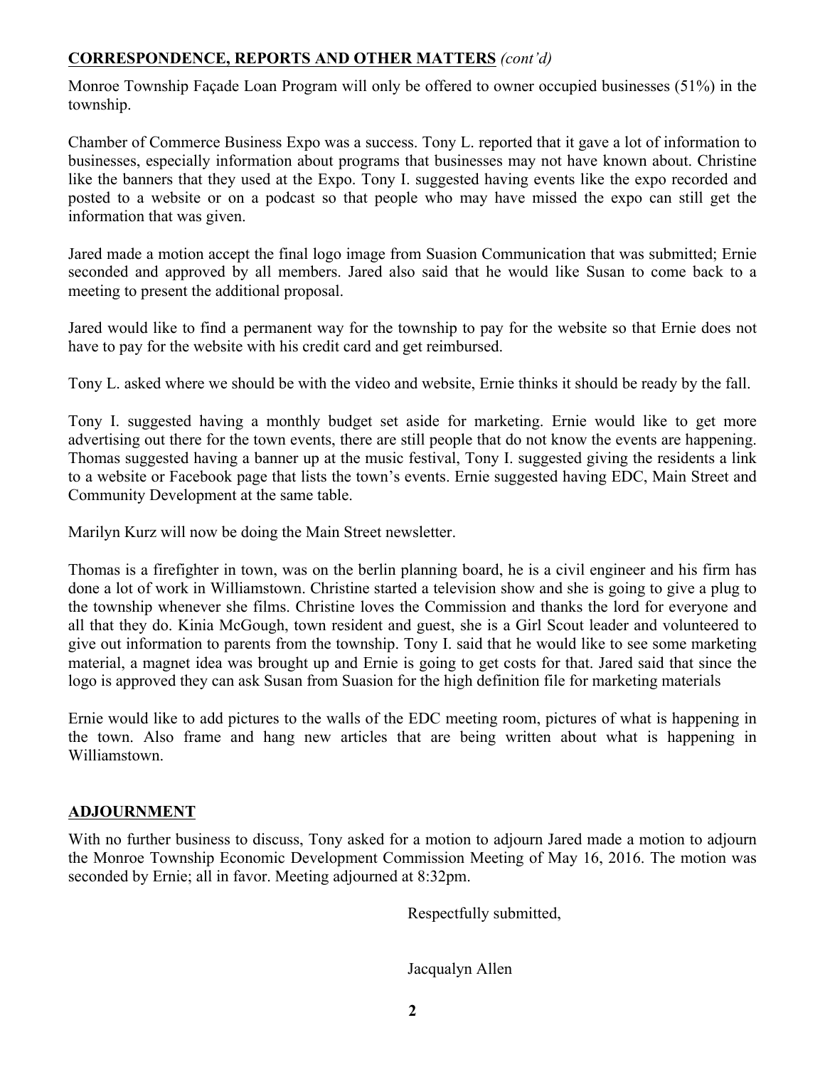**CORRESPONDENCE, REPORTS AND OTHER MATTERS** *(cont'd)*

Monroe Township Façade Loan Program will only be offered to owner occupied businesses (51%) in the township.

Chamber of Commerce Business Expo was a success. Tony L. reported that it gave a lot of information to businesses, especially information about programs that businesses may not have known about. Christine like the banners that they used at the Expo. Tony I. suggested having events like the expo recorded and posted to a website or on a podcast so that people who may have missed the expo can still get the information that was given.

Jared made a motion accept the final logo image from Suasion Communication that was submitted; Ernie seconded and approved by all members. Jared also said that he would like Susan to come back to a meeting to present the additional proposal.

Jared would like to find a permanent way for the township to pay for the website so that Ernie does not have to pay for the website with his credit card and get reimbursed.

Tony L. asked where we should be with the video and website, Ernie thinks it should be ready by the fall.

Tony I. suggested having a monthly budget set aside for marketing. Ernie would like to get more advertising out there for the town events, there are still people that do not know the events are happening. Thomas suggested having a banner up at the music festival, Tony I. suggested giving the residents a link to a website or Facebook page that lists the town's events. Ernie suggested having EDC, Main Street and Community Development at the same table.

Marilyn Kurz will now be doing the Main Street newsletter.

Thomas is a firefighter in town, was on the berlin planning board, he is a civil engineer and his firm has done a lot of work in Williamstown. Christine started a television show and she is going to give a plug to the township whenever she films. Christine loves the Commission and thanks the lord for everyone and all that they do. Kinia McGough, town resident and guest, she is a Girl Scout leader and volunteered to give out information to parents from the township. Tony I. said that he would like to see some marketing material, a magnet idea was brought up and Ernie is going to get costs for that. Jared said that since the logo is approved they can ask Susan from Suasion for the high definition file for marketing materials

Ernie would like to add pictures to the walls of the EDC meeting room, pictures of what is happening in the town. Also frame and hang new articles that are being written about what is happening in Williamstown.

**ADJOURNMENT**

With no further business to discuss, Tony asked for a motion to adjourn Jared made a motion to adjourn the Monroe Township Economic Development Commission Meeting of May 16, 2016. The motion was seconded by Ernie; all in favor. Meeting adjourned at 8:32pm.

Respectfully submitted,

Jacqualyn Allen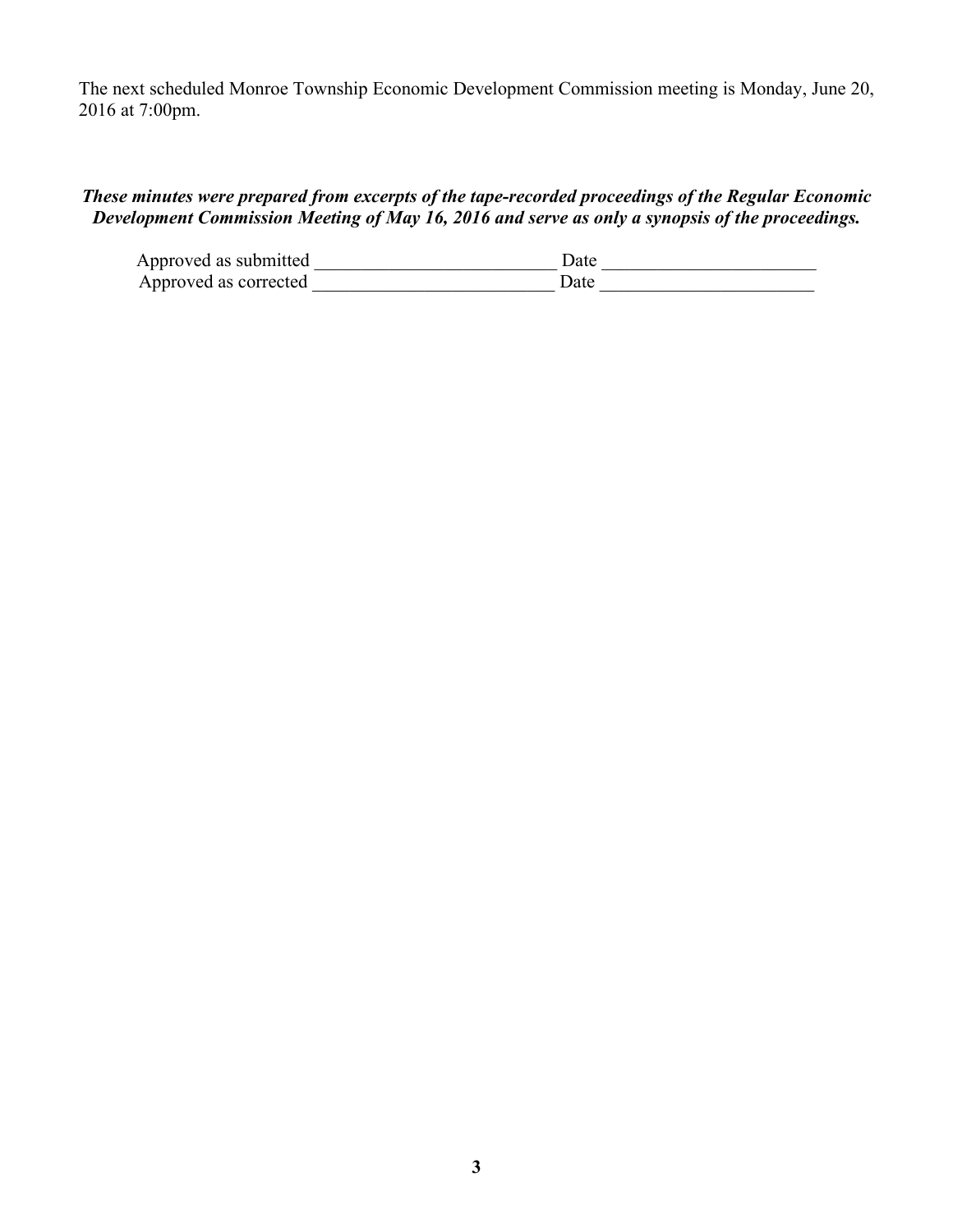The next scheduled Monroe Township Economic Development Commission meeting is Monday, June 20, 2016 at 7:00pm.

***These minutes were prepared from excerpts of the tape-recorded proceedings of the Regular Economic Development Commission Meeting of May 16, 2016 and serve as only a synopsis of the proceedings.***

Approved as submitted __________________________ Date _______________________

Approved as corrected __________________________ Date _______________________